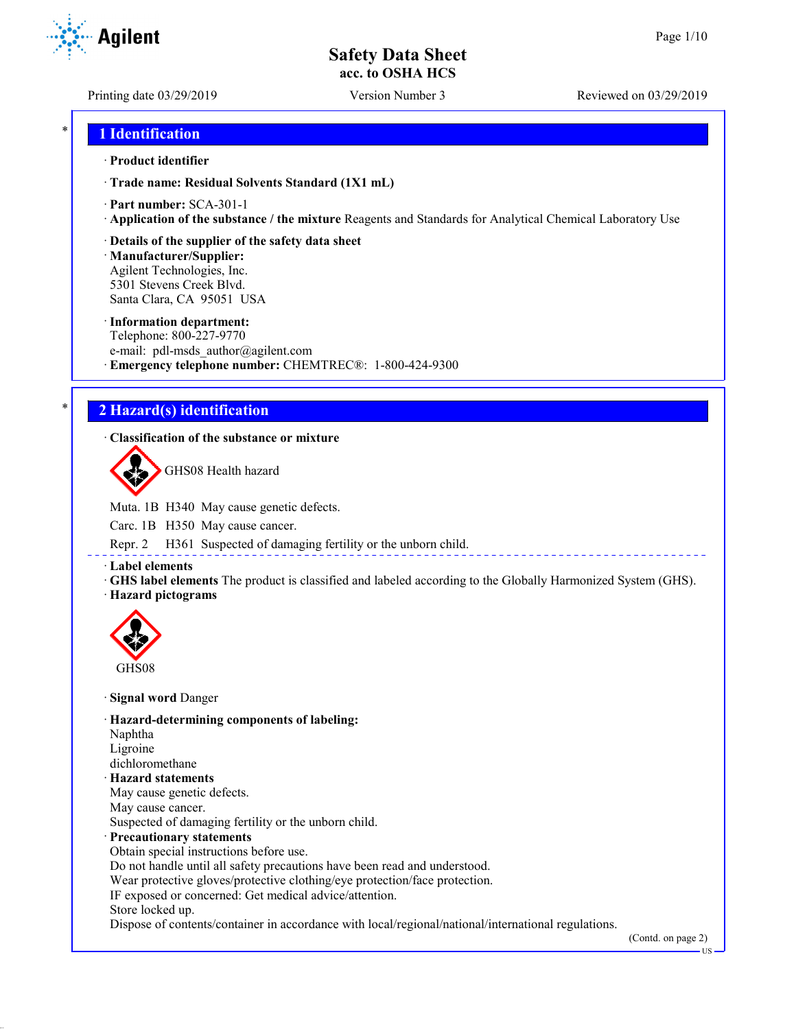Safety Data Sheet
acc. to OSHA HCS

Printing date 03/29/2019 Version Number 3 Reviewed on 03/29/2019

## 1 Identification

· **Product identifier**

· **Trade name: Residual Solvents Standard (1X1 mL)**

· **Part number:** SCA-301-1
· **Application of the substance / the mixture** Reagents and Standards for Analytical Chemical Laboratory Use

· **Details of the supplier of the safety data sheet**
· **Manufacturer/Supplier:**
Agilent Technologies, Inc.
5301 Stevens Creek Blvd.
Santa Clara, CA 95051 USA

· **Information department:**
Telephone: 800-227-9770
e-mail: pdl-msds_author@agilent.com
· **Emergency telephone number:** CHEMTREC®: 1-800-424-9300

## 2 Hazard(s) identification

· **Classification of the substance or mixture**

GHS08 Health hazard

Muta. 1B H340 May cause genetic defects.

Carc. 1B H350 May cause cancer.

Repr. 2 H361 Suspected of damaging fertility or the unborn child.

· **Label elements**
· **GHS label elements** The product is classified and labeled according to the Globally Harmonized System (GHS).
· **Hazard pictograms**

GHS08

· **Signal word** Danger

· **Hazard-determining components of labeling:**
Naphtha
Ligroine
dichloromethane
· **Hazard statements**
May cause genetic defects.
May cause cancer.
Suspected of damaging fertility or the unborn child.
· **Precautionary statements**
Obtain special instructions before use.
Do not handle until all safety precautions have been read and understood.
Wear protective gloves/protective clothing/eye protection/face protection.
IF exposed or concerned: Get medical advice/attention.
Store locked up.
Dispose of contents/container in accordance with local/regional/national/international regulations.

(Contd. on page 2)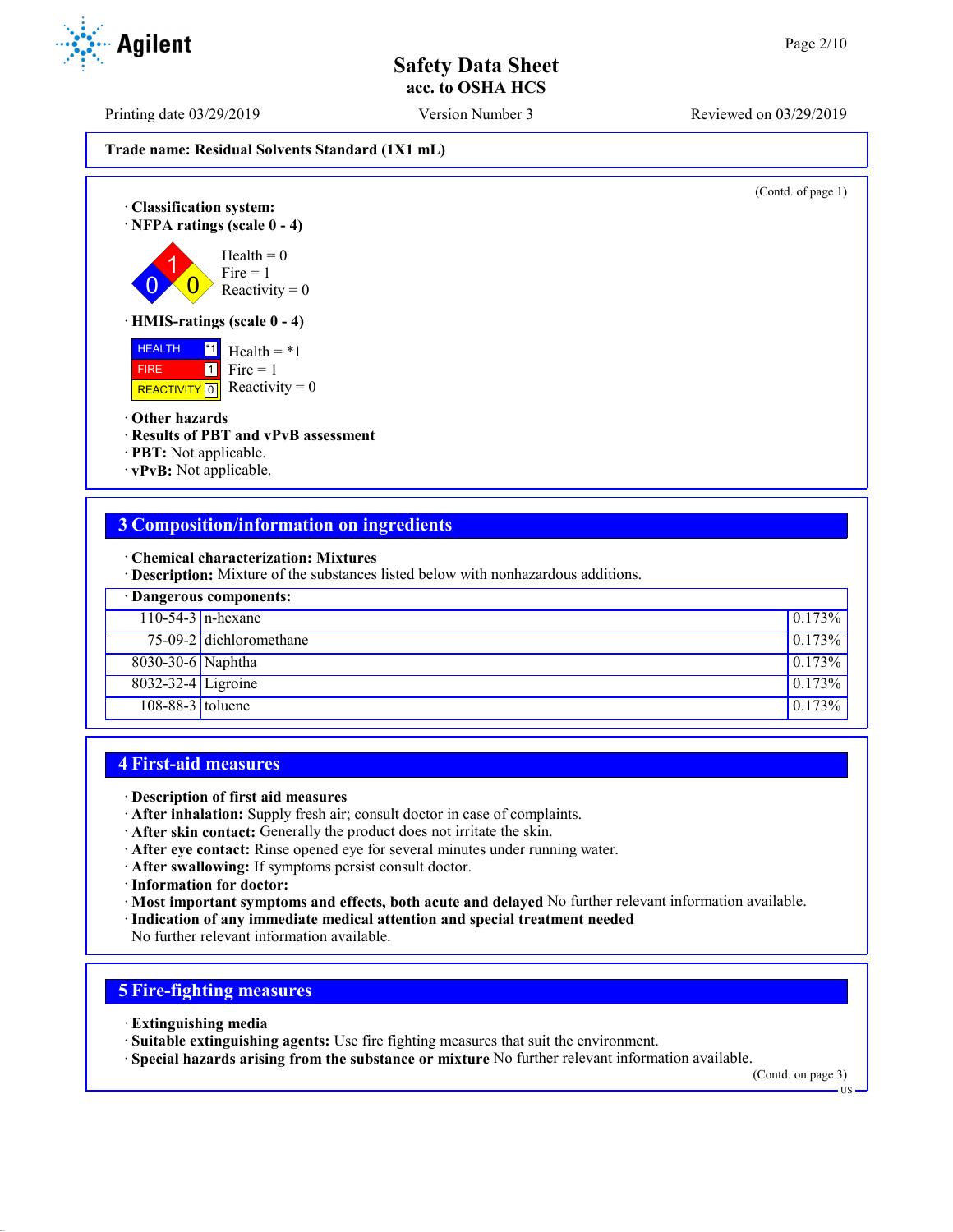**Trade name: Residual Solvents Standard (1X1 mL)**

(Contd. of page 1)

· **Classification system:**
· **NFPA ratings (scale 0 - 4)**

Health = 0
Fire = 1
Reactivity = 0

· **HMIS-ratings (scale 0 - 4)**

| | |
|---|---|
| HEALTH | *1 |
| FIRE | 1 |
| REACTIVITY | 0 |

Health = *1
Fire = 1
Reactivity = 0

· **Other hazards**
· **Results of PBT and vPvB assessment**
· **PBT:** Not applicable.
· **vPvB:** Not applicable.

## 3 Composition/information on ingredients

· **Chemical characterization: Mixtures**
· **Description:** Mixture of the substances listed below with nonhazardous additions.

| · Dangerous components: | | |
|---|---|---|
| 110-54-3 | n-hexane | 0.173% |
| 75-09-2 | dichloromethane | 0.173% |
| 8030-30-6 | Naphtha | 0.173% |
| 8032-32-4 | Ligroine | 0.173% |
| 108-88-3 | toluene | 0.173% |

## 4 First-aid measures

· **Description of first aid measures**
· **After inhalation:** Supply fresh air; consult doctor in case of complaints.
· **After skin contact:** Generally the product does not irritate the skin.
· **After eye contact:** Rinse opened eye for several minutes under running water.
· **After swallowing:** If symptoms persist consult doctor.
· **Information for doctor:**
· **Most important symptoms and effects, both acute and delayed** No further relevant information available.
· **Indication of any immediate medical attention and special treatment needed**
No further relevant information available.

## 5 Fire-fighting measures

· **Extinguishing media**
· **Suitable extinguishing agents:** Use fire fighting measures that suit the environment.
· **Special hazards arising from the substance or mixture** No further relevant information available.

(Contd. on page 3)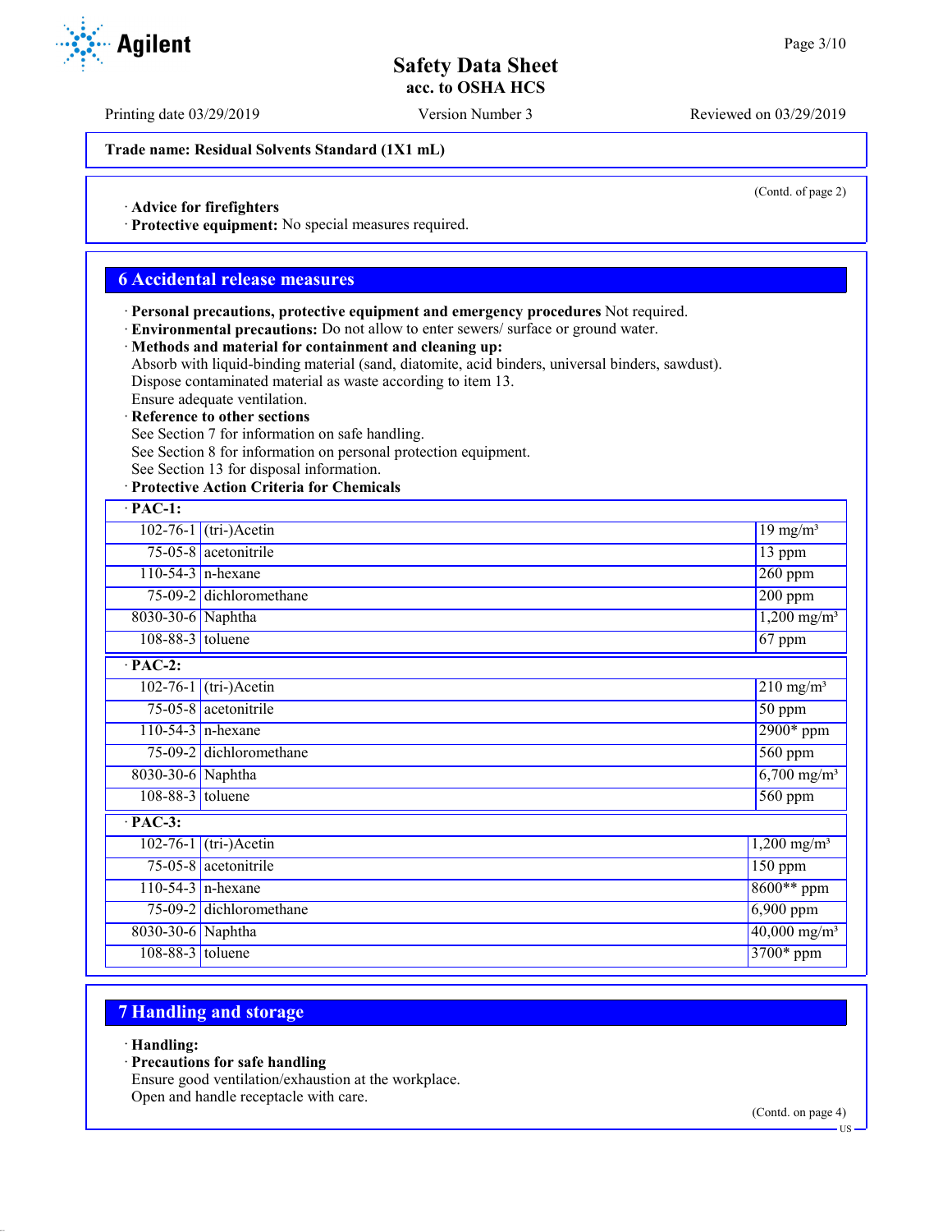Trade name: Residual Solvents Standard (1X1 mL)

(Contd. of page 2)

· **Advice for firefighters**
· **Protective equipment:** No special measures required.

## 6 Accidental release measures

· **Personal precautions, protective equipment and emergency procedures** Not required.
· **Environmental precautions:** Do not allow to enter sewers/ surface or ground water.
· **Methods and material for containment and cleaning up:**
Absorb with liquid-binding material (sand, diatomite, acid binders, universal binders, sawdust).
Dispose contaminated material as waste according to item 13.
Ensure adequate ventilation.
· **Reference to other sections**
See Section 7 for information on safe handling.
See Section 8 for information on personal protection equipment.
See Section 13 for disposal information.
· **Protective Action Criteria for Chemicals**

| · PAC-1: | | |
|---|---|---|
| 102-76-1 | (tri-)Acetin | 19 mg/m³ |
| 75-05-8 | acetonitrile | 13 ppm |
| 110-54-3 | n-hexane | 260 ppm |
| 75-09-2 | dichloromethane | 200 ppm |
| 8030-30-6 | Naphtha | 1,200 mg/m³ |
| 108-88-3 | toluene | 67 ppm |

| · PAC-2: | | |
|---|---|---|
| 102-76-1 | (tri-)Acetin | 210 mg/m³ |
| 75-05-8 | acetonitrile | 50 ppm |
| 110-54-3 | n-hexane | 2900* ppm |
| 75-09-2 | dichloromethane | 560 ppm |
| 8030-30-6 | Naphtha | 6,700 mg/m³ |
| 108-88-3 | toluene | 560 ppm |

| · PAC-3: | | |
|---|---|---|
| 102-76-1 | (tri-)Acetin | 1,200 mg/m³ |
| 75-05-8 | acetonitrile | 150 ppm |
| 110-54-3 | n-hexane | 8600** ppm |
| 75-09-2 | dichloromethane | 6,900 ppm |
| 8030-30-6 | Naphtha | 40,000 mg/m³ |
| 108-88-3 | toluene | 3700* ppm |

## 7 Handling and storage

· **Handling:**
· **Precautions for safe handling**
Ensure good ventilation/exhaustion at the workplace.
Open and handle receptacle with care.

(Contd. on page 4)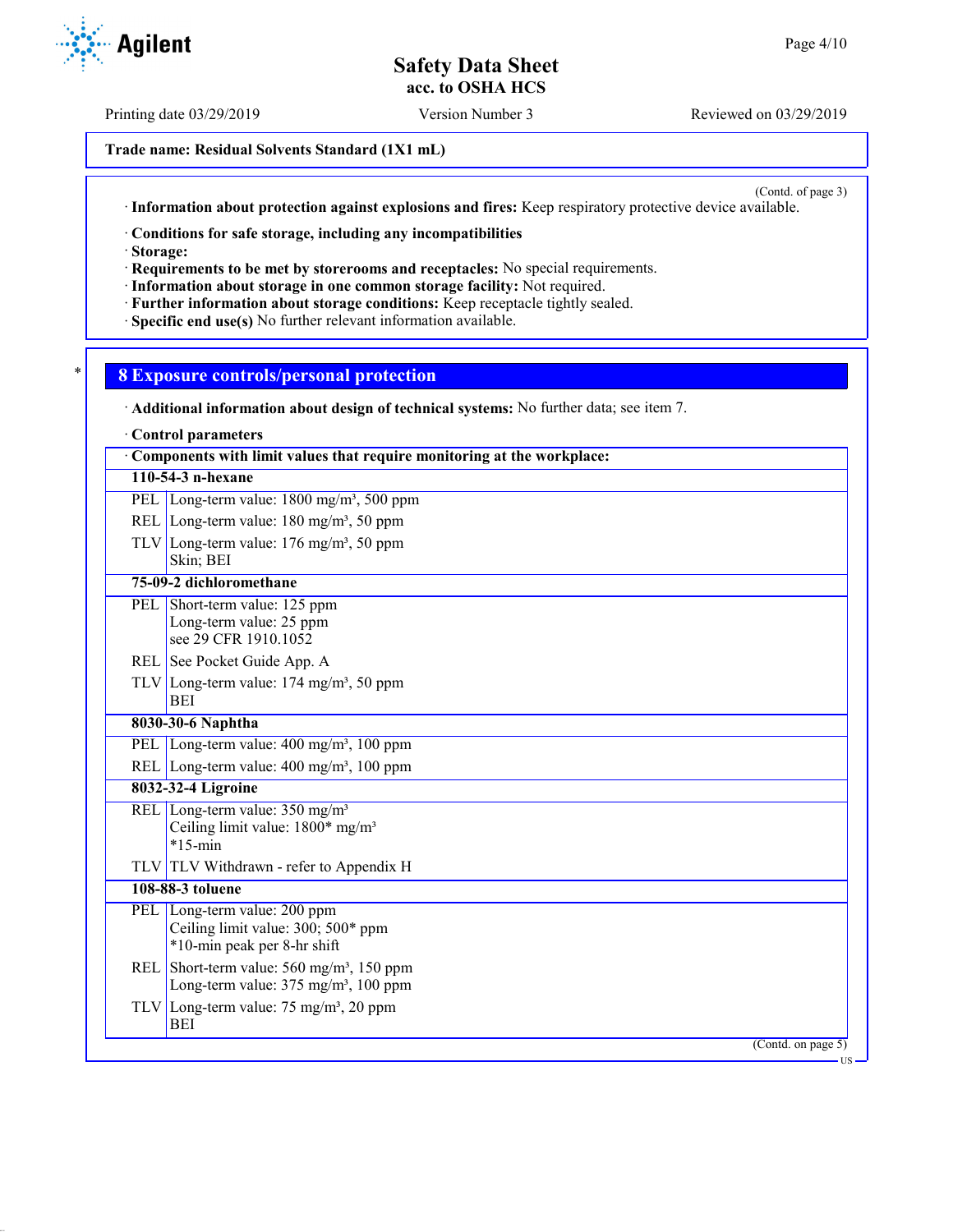Trade name: Residual Solvents Standard (1X1 mL)

(Contd. of page 3)

· **Information about protection against explosions and fires:** Keep respiratory protective device available.

· **Conditions for safe storage, including any incompatibilities**
· **Storage:**
· **Requirements to be met by storerooms and receptacles:** No special requirements.
· **Information about storage in one common storage facility:** Not required.
· **Further information about storage conditions:** Keep receptacle tightly sealed.
· **Specific end use(s)** No further relevant information available.

## 8 Exposure controls/personal protection

· **Additional information about design of technical systems:** No further data; see item 7.

· **Control parameters**

| · Components with limit values that require monitoring at the workplace: | |
|---|---|
| **110-54-3 n-hexane** | |
| PEL | Long-term value: 1800 mg/m³, 500 ppm |
| REL | Long-term value: 180 mg/m³, 50 ppm |
| TLV | Long-term value: 176 mg/m³, 50 ppm<br>Skin; BEI |
| **75-09-2 dichloromethane** | |
| PEL | Short-term value: 125 ppm<br>Long-term value: 25 ppm<br>see 29 CFR 1910.1052 |
| REL | See Pocket Guide App. A |
| TLV | Long-term value: 174 mg/m³, 50 ppm<br>BEI |
| **8030-30-6 Naphtha** | |
| PEL | Long-term value: 400 mg/m³, 100 ppm |
| REL | Long-term value: 400 mg/m³, 100 ppm |
| **8032-32-4 Ligroine** | |
| REL | Long-term value: 350 mg/m³<br>Ceiling limit value: 1800* mg/m³<br>*15-min |
| TLV | TLV Withdrawn - refer to Appendix H |
| **108-88-3 toluene** | |
| PEL | Long-term value: 200 ppm<br>Ceiling limit value: 300; 500* ppm<br>*10-min peak per 8-hr shift |
| REL | Short-term value: 560 mg/m³, 150 ppm<br>Long-term value: 375 mg/m³, 100 ppm |
| TLV | Long-term value: 75 mg/m³, 20 ppm<br>BEI |

(Contd. on page 5)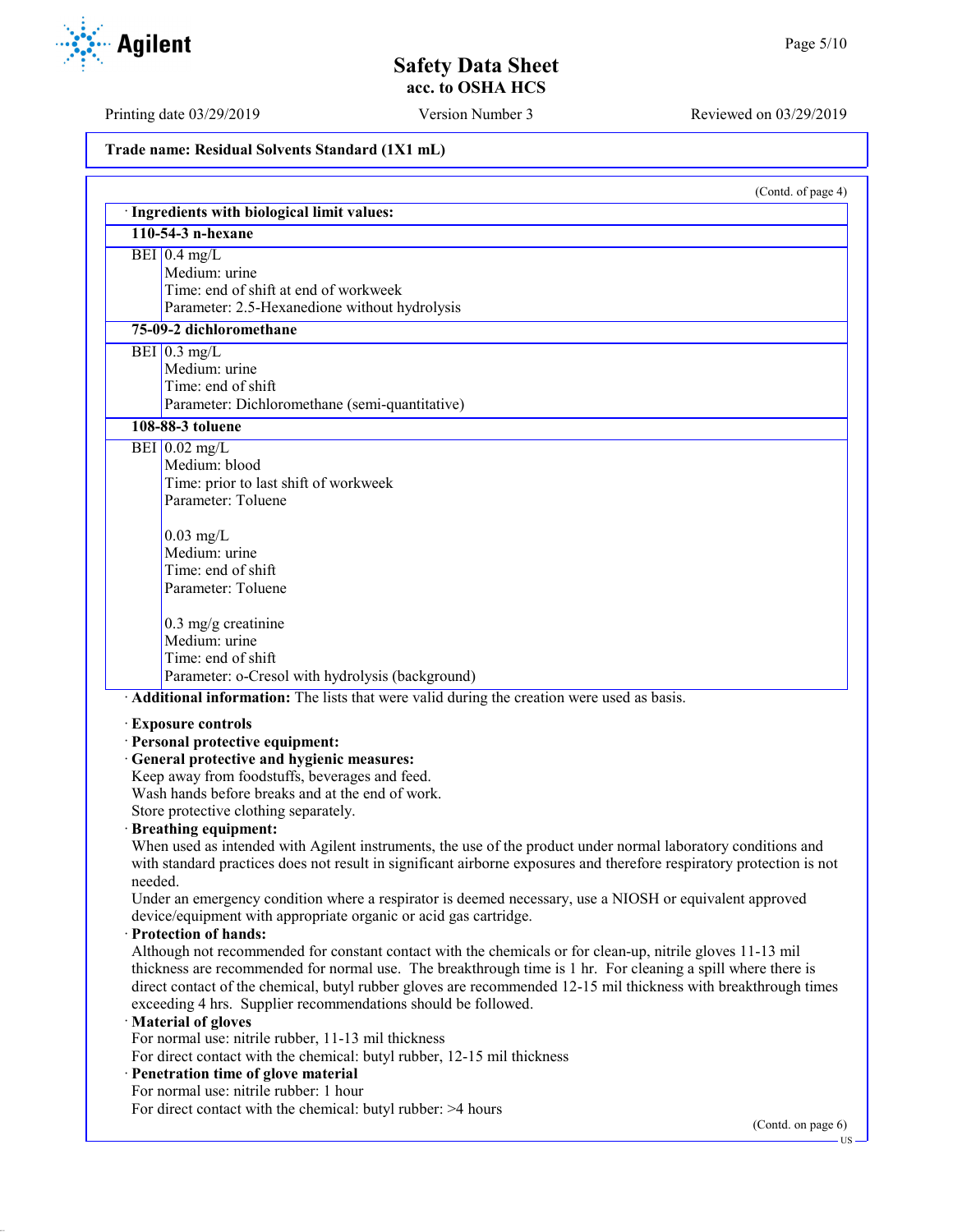**Trade name: Residual Solvents Standard (1X1 mL)**

(Contd. of page 4)

· **Ingredients with biological limit values:**

| | |
|---|---|
| **110-54-3 n-hexane** | |
| BEI | 0.4 mg/L<br>Medium: urine<br>Time: end of shift at end of workweek<br>Parameter: 2.5-Hexanedione without hydrolysis |
| **75-09-2 dichloromethane** | |
| BEI | 0.3 mg/L<br>Medium: urine<br>Time: end of shift<br>Parameter: Dichloromethane (semi-quantitative) |
| **108-88-3 toluene** | |
| BEI | 0.02 mg/L<br>Medium: blood<br>Time: prior to last shift of workweek<br>Parameter: Toluene<br><br>0.03 mg/L<br>Medium: urine<br>Time: end of shift<br>Parameter: Toluene<br><br>0.3 mg/g creatinine<br>Medium: urine<br>Time: end of shift<br>Parameter: o-Cresol with hydrolysis (background) |

· **Additional information:** The lists that were valid during the creation were used as basis.

· **Exposure controls**
· **Personal protective equipment:**
· **General protective and hygienic measures:**
Keep away from foodstuffs, beverages and feed.
Wash hands before breaks and at the end of work.
Store protective clothing separately.
· **Breathing equipment:**
When used as intended with Agilent instruments, the use of the product under normal laboratory conditions and with standard practices does not result in significant airborne exposures and therefore respiratory protection is not needed.
Under an emergency condition where a respirator is deemed necessary, use a NIOSH or equivalent approved device/equipment with appropriate organic or acid gas cartridge.
· **Protection of hands:**
Although not recommended for constant contact with the chemicals or for clean-up, nitrile gloves 11-13 mil thickness are recommended for normal use. The breakthrough time is 1 hr. For cleaning a spill where there is direct contact of the chemical, butyl rubber gloves are recommended 12-15 mil thickness with breakthrough times exceeding 4 hrs. Supplier recommendations should be followed.
· **Material of gloves**
For normal use: nitrile rubber, 11-13 mil thickness
For direct contact with the chemical: butyl rubber, 12-15 mil thickness
· **Penetration time of glove material**
For normal use: nitrile rubber: 1 hour
For direct contact with the chemical: butyl rubber: >4 hours

(Contd. on page 6)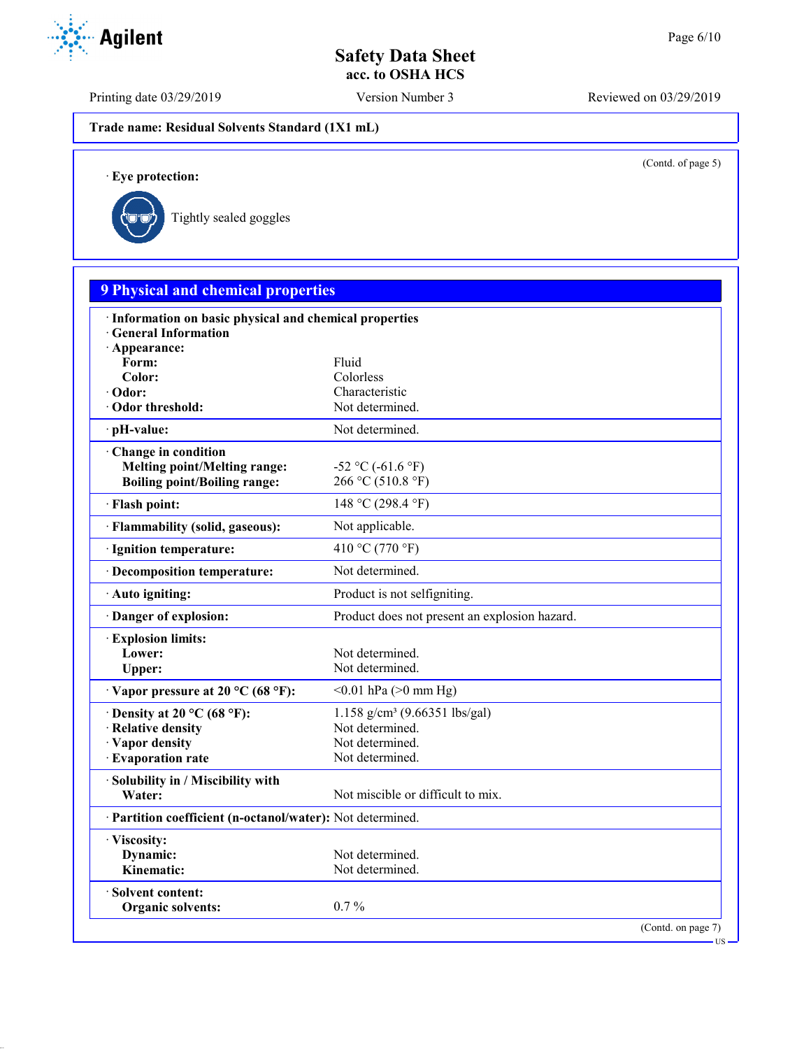Trade name: Residual Solvents Standard (1X1 mL)

(Contd. of page 5)

· **Eye protection:**

Tightly sealed goggles

## 9 Physical and chemical properties

| | |
|---|---|
| · **Information on basic physical and chemical properties** | |
| · **General Information** | |
| · **Appearance:** | |
| **Form:** | Fluid |
| **Color:** | Colorless |
| · **Odor:** | Characteristic |
| · **Odor threshold:** | Not determined. |
| · **pH-value:** | Not determined. |
| · **Change in condition** | |
| **Melting point/Melting range:** | -52 °C (-61.6 °F) |
| **Boiling point/Boiling range:** | 266 °C (510.8 °F) |
| · **Flash point:** | 148 °C (298.4 °F) |
| · **Flammability (solid, gaseous):** | Not applicable. |
| · **Ignition temperature:** | 410 °C (770 °F) |
| · **Decomposition temperature:** | Not determined. |
| · **Auto igniting:** | Product is not selfigniting. |
| · **Danger of explosion:** | Product does not present an explosion hazard. |
| · **Explosion limits:** | |
| **Lower:** | Not determined. |
| **Upper:** | Not determined. |
| · **Vapor pressure at 20 °C (68 °F):** | <0.01 hPa (>0 mm Hg) |
| · **Density at 20 °C (68 °F):** | 1.158 g/cm³ (9.66351 lbs/gal) |
| · **Relative density** | Not determined. |
| · **Vapor density** | Not determined. |
| · **Evaporation rate** | Not determined. |
| · **Solubility in / Miscibility with** | |
| **Water:** | Not miscible or difficult to mix. |
| · **Partition coefficient (n-octanol/water):** | Not determined. |
| · **Viscosity:** | |
| **Dynamic:** | Not determined. |
| **Kinematic:** | Not determined. |
| · **Solvent content:** | |
| **Organic solvents:** | 0.7 % |

(Contd. on page 7)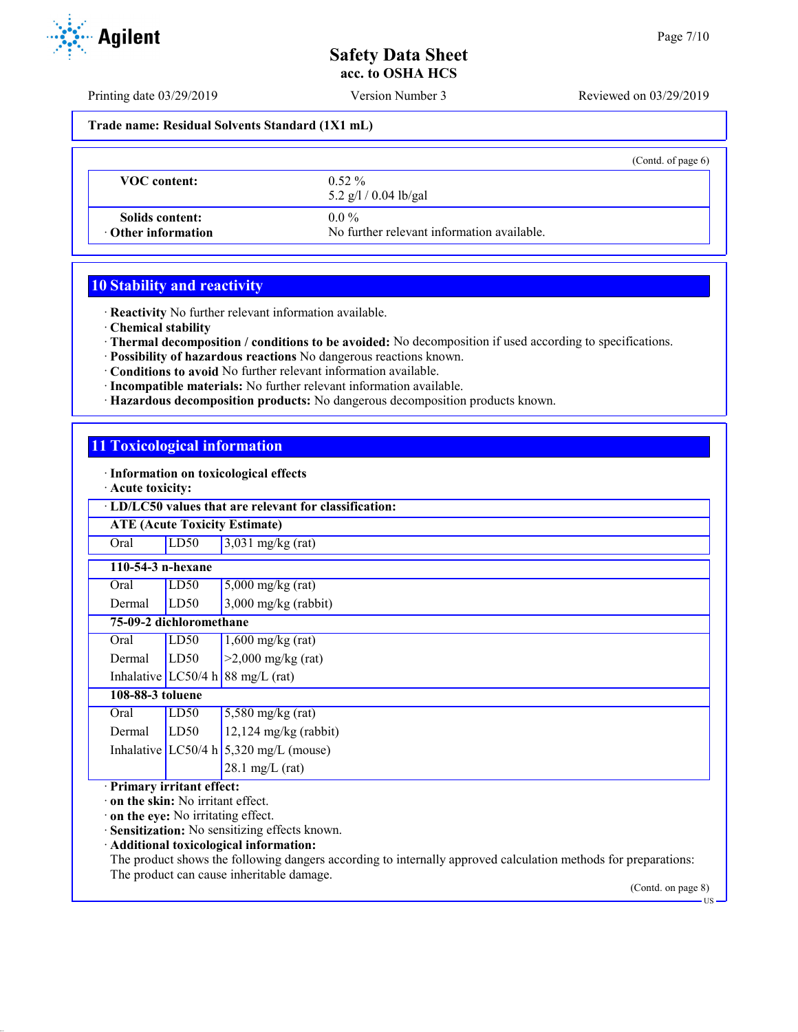**Trade name: Residual Solvents Standard (1X1 mL)**

(Contd. of page 6)

| | |
|---|---|
| **VOC content:** | 0.52 %<br>5.2 g/l / 0.04 lb/gal |
| **Solids content:** | 0.0 % |
| · **Other information** | No further relevant information available. |

## 10 Stability and reactivity

· **Reactivity** No further relevant information available.
· **Chemical stability**
· **Thermal decomposition / conditions to be avoided:** No decomposition if used according to specifications.
· **Possibility of hazardous reactions** No dangerous reactions known.
· **Conditions to avoid** No further relevant information available.
· **Incompatible materials:** No further relevant information available.
· **Hazardous decomposition products:** No dangerous decomposition products known.

## 11 Toxicological information

· **Information on toxicological effects**
· **Acute toxicity:**

· **LD/LC50 values that are relevant for classification:**

| | | |
|---|---|---|
| **ATE (Acute Toxicity Estimate)** | | |
| Oral | LD50 | 3,031 mg/kg (rat) |
| **110-54-3 n-hexane** | | |
| Oral | LD50 | 5,000 mg/kg (rat) |
| Dermal | LD50 | 3,000 mg/kg (rabbit) |
| **75-09-2 dichloromethane** | | |
| Oral | LD50 | 1,600 mg/kg (rat) |
| Dermal | LD50 | >2,000 mg/kg (rat) |
| Inhalative | LC50/4 h | 88 mg/L (rat) |
| **108-88-3 toluene** | | |
| Oral | LD50 | 5,580 mg/kg (rat) |
| Dermal | LD50 | 12,124 mg/kg (rabbit) |
| Inhalative | LC50/4 h | 5,320 mg/L (mouse) |
| | | 28.1 mg/L (rat) |

· **Primary irritant effect:**
· **on the skin:** No irritant effect.
· **on the eye:** No irritating effect.
· **Sensitization:** No sensitizing effects known.
· **Additional toxicological information:**
The product shows the following dangers according to internally approved calculation methods for preparations:
The product can cause inheritable damage.

(Contd. on page 8)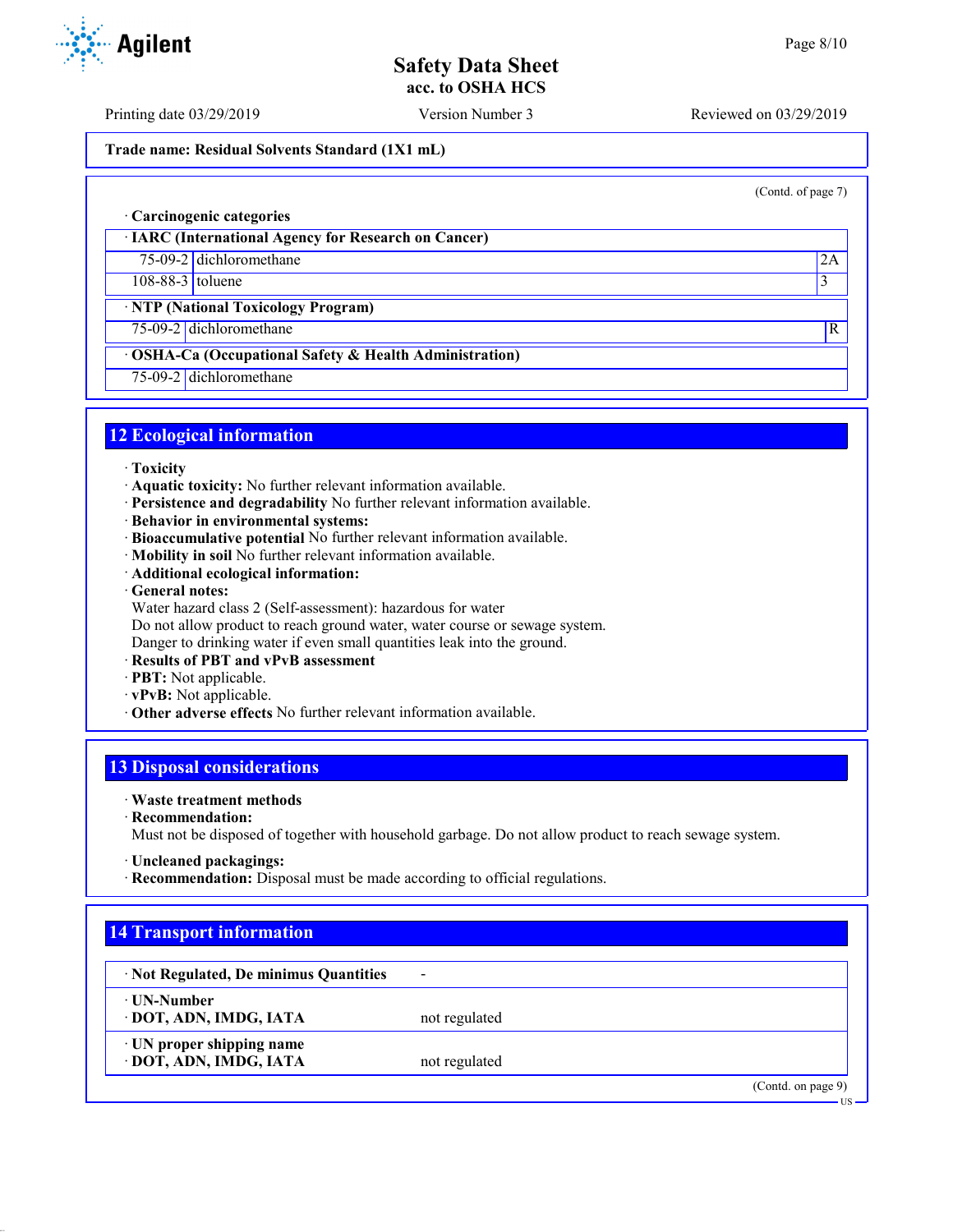Trade name: Residual Solvents Standard (1X1 mL)

(Contd. of page 7)

· **Carcinogenic categories**

| · **IARC (International Agency for Research on Cancer)** | | |
|---|---|---|
| 75-09-2 | dichloromethane | 2A |
| 108-88-3 | toluene | 3 |

| · **NTP (National Toxicology Program)** | | |
|---|---|---|
| 75-09-2 | dichloromethane | R |

| · **OSHA-Ca (Occupational Safety & Health Administration)** | |
|---|---|
| 75-09-2 | dichloromethane |

## 12 Ecological information

· **Toxicity**
· **Aquatic toxicity:** No further relevant information available.
· **Persistence and degradability** No further relevant information available.
· **Behavior in environmental systems:**
· **Bioaccumulative potential** No further relevant information available.
· **Mobility in soil** No further relevant information available.
· **Additional ecological information:**
· **General notes:**
Water hazard class 2 (Self-assessment): hazardous for water
Do not allow product to reach ground water, water course or sewage system.
Danger to drinking water if even small quantities leak into the ground.
· **Results of PBT and vPvB assessment**
· **PBT:** Not applicable.
· **vPvB:** Not applicable.
· **Other adverse effects** No further relevant information available.

## 13 Disposal considerations

· **Waste treatment methods**
· **Recommendation:**
Must not be disposed of together with household garbage. Do not allow product to reach sewage system.

· **Uncleaned packagings:**
· **Recommendation:** Disposal must be made according to official regulations.

## 14 Transport information

| | |
|---|---|
| · **Not Regulated, De minimus Quantities** | - |
| · **UN-Number**<br>· **DOT, ADN, IMDG, IATA** | not regulated |
| · **UN proper shipping name**<br>· **DOT, ADN, IMDG, IATA** | not regulated |

(Contd. on page 9)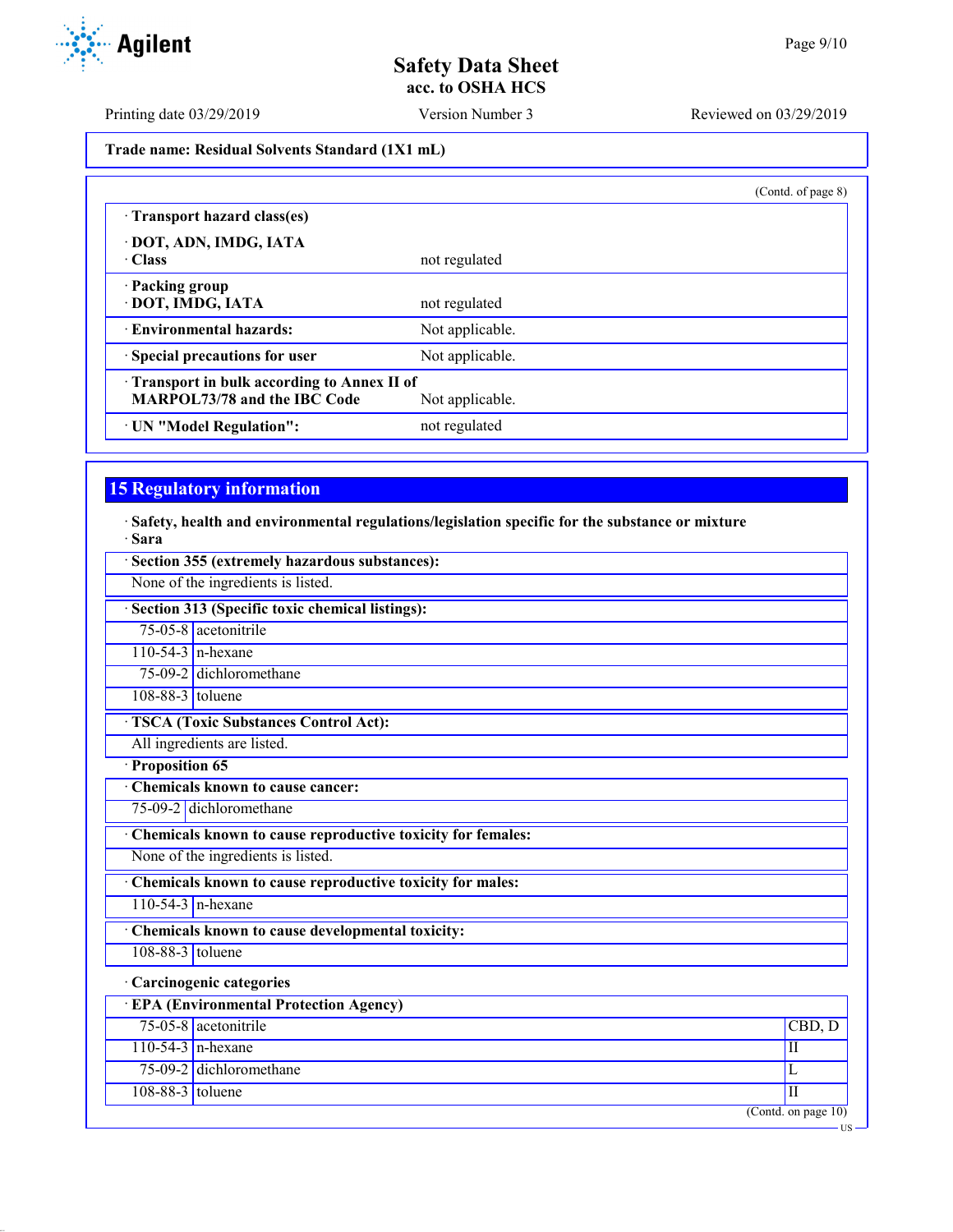Trade name: Residual Solvents Standard (1X1 mL)

(Contd. of page 8)

| | |
|---|---|
| · **Transport hazard class(es)** | |
| · **DOT, ADN, IMDG, IATA** | |
| · **Class** | not regulated |
| · **Packing group** | |
| · **DOT, IMDG, IATA** | not regulated |
| · **Environmental hazards:** | Not applicable. |
| · **Special precautions for user** | Not applicable. |
| · **Transport in bulk according to Annex II of MARPOL73/78 and the IBC Code** | Not applicable. |
| · **UN "Model Regulation":** | not regulated |

## 15 Regulatory information

· **Safety, health and environmental regulations/legislation specific for the substance or mixture**
· **Sara**

· **Section 355 (extremely hazardous substances):**
None of the ingredients is listed.

· **Section 313 (Specific toxic chemical listings):**

| | |
|---|---|
| 75-05-8 | acetonitrile |
| 110-54-3 | n-hexane |
| 75-09-2 | dichloromethane |
| 108-88-3 | toluene |

· **TSCA (Toxic Substances Control Act):**
All ingredients are listed.

· **Proposition 65**

· **Chemicals known to cause cancer:**

| | |
|---|---|
| 75-09-2 | dichloromethane |

· **Chemicals known to cause reproductive toxicity for females:**
None of the ingredients is listed.

· **Chemicals known to cause reproductive toxicity for males:**

| | |
|---|---|
| 110-54-3 | n-hexane |

· **Chemicals known to cause developmental toxicity:**

| | |
|---|---|
| 108-88-3 | toluene |

· **Carcinogenic categories**

· **EPA (Environmental Protection Agency)**

| | | |
|---|---|---|
| 75-05-8 | acetonitrile | CBD, D |
| 110-54-3 | n-hexane | II |
| 75-09-2 | dichloromethane | L |
| 108-88-3 | toluene | II |

(Contd. on page 10)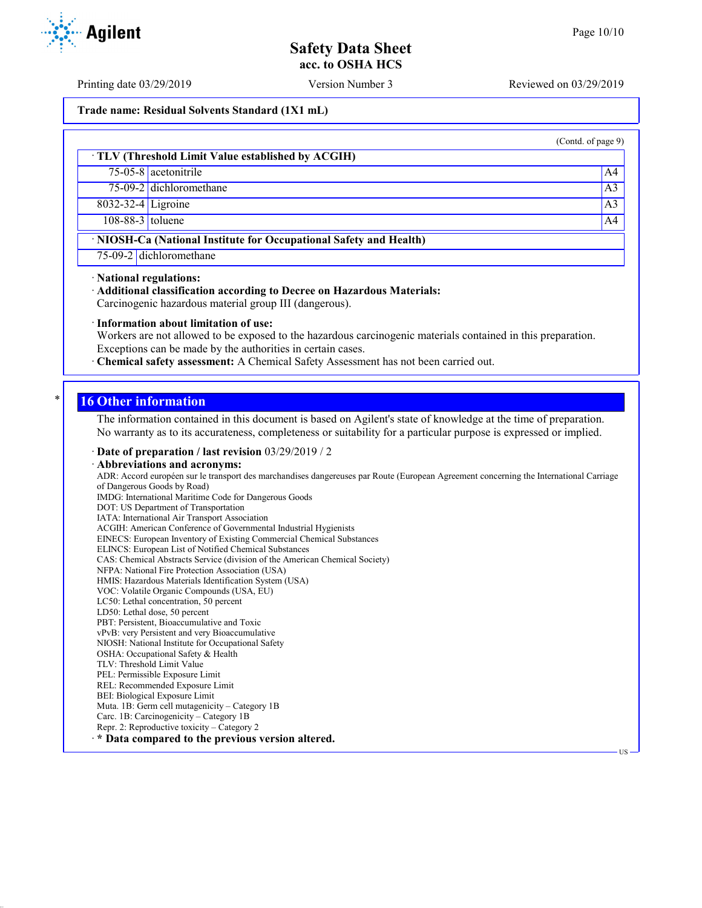Trade name: Residual Solvents Standard (1X1 mL)

(Contd. of page 9)

· **TLV (Threshold Limit Value established by ACGIH)**

| | | |
|---|---|---|
| 75-05-8 | acetonitrile | A4 |
| 75-09-2 | dichloromethane | A3 |
| 8032-32-4 | Ligroine | A3 |
| 108-88-3 | toluene | A4 |

· **NIOSH-Ca (National Institute for Occupational Safety and Health)**

| | |
|---|---|
| 75-09-2 | dichloromethane |

· **National regulations:**

· **Additional classification according to Decree on Hazardous Materials:**
Carcinogenic hazardous material group III (dangerous).

· **Information about limitation of use:**
Workers are not allowed to be exposed to the hazardous carcinogenic materials contained in this preparation. Exceptions can be made by the authorities in certain cases.

· **Chemical safety assessment:** A Chemical Safety Assessment has not been carried out.

## * 16 Other information

The information contained in this document is based on Agilent's state of knowledge at the time of preparation. No warranty as to its accurateness, completeness or suitability for a particular purpose is expressed or implied.

· **Date of preparation / last revision** 03/29/2019 / 2

· **Abbreviations and acronyms:**
ADR: Accord européen sur le transport des marchandises dangereuses par Route (European Agreement concerning the International Carriage of Dangerous Goods by Road)
IMDG: International Maritime Code for Dangerous Goods
DOT: US Department of Transportation
IATA: International Air Transport Association
ACGIH: American Conference of Governmental Industrial Hygienists
EINECS: European Inventory of Existing Commercial Chemical Substances
ELINCS: European List of Notified Chemical Substances
CAS: Chemical Abstracts Service (division of the American Chemical Society)
NFPA: National Fire Protection Association (USA)
HMIS: Hazardous Materials Identification System (USA)
VOC: Volatile Organic Compounds (USA, EU)
LC50: Lethal concentration, 50 percent
LD50: Lethal dose, 50 percent
PBT: Persistent, Bioaccumulative and Toxic
vPvB: very Persistent and very Bioaccumulative
NIOSH: National Institute for Occupational Safety
OSHA: Occupational Safety & Health
TLV: Threshold Limit Value
PEL: Permissible Exposure Limit
REL: Recommended Exposure Limit
BEI: Biological Exposure Limit
Muta. 1B: Germ cell mutagenicity – Category 1B
Carc. 1B: Carcinogenicity – Category 1B
Repr. 2: Reproductive toxicity – Category 2

· **\* Data compared to the previous version altered.**